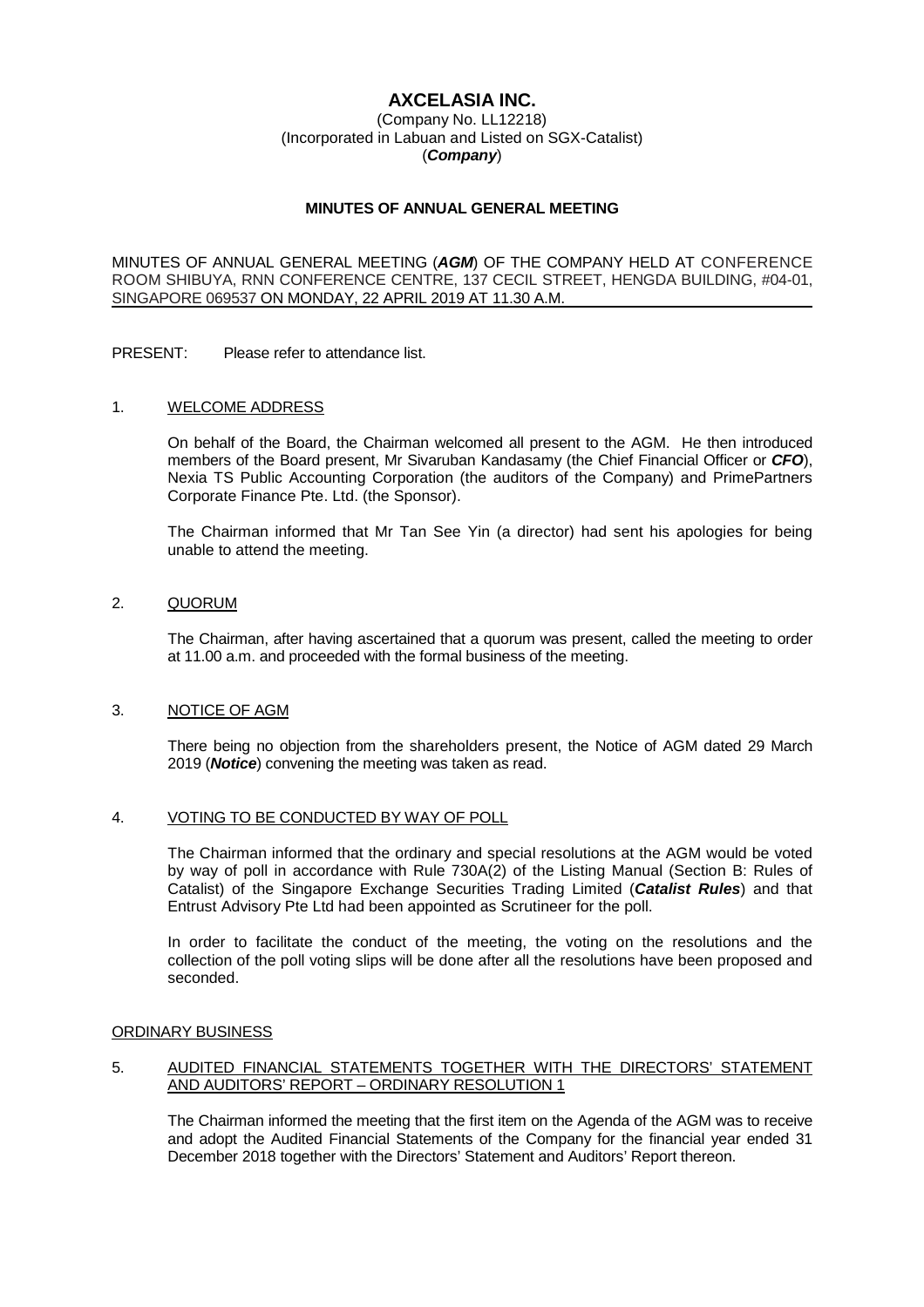# AXCELASIA INC.

(Company No. LL12218)
(Incorporated in Labuan and Listed on SGX-Catalist)
(***Company***)

## MINUTES OF ANNUAL GENERAL MEETING

MINUTES OF ANNUAL GENERAL MEETING (***AGM***) OF THE COMPANY HELD AT CONFERENCE ROOM SHIBUYA, RNN CONFERENCE CENTRE, 137 CECIL STREET, HENGDA BUILDING, #04-01, SINGAPORE 069537 ON MONDAY, 22 APRIL 2019 AT 11.30 A.M.

PRESENT: Please refer to attendance list.

1. WELCOME ADDRESS

   On behalf of the Board, the Chairman welcomed all present to the AGM. He then introduced members of the Board present, Mr Sivaruban Kandasamy (the Chief Financial Officer or ***CFO***), Nexia TS Public Accounting Corporation (the auditors of the Company) and PrimePartners Corporate Finance Pte. Ltd. (the Sponsor).

   The Chairman informed that Mr Tan See Yin (a director) had sent his apologies for being unable to attend the meeting.

2. QUORUM

   The Chairman, after having ascertained that a quorum was present, called the meeting to order at 11.00 a.m. and proceeded with the formal business of the meeting.

3. NOTICE OF AGM

   There being no objection from the shareholders present, the Notice of AGM dated 29 March 2019 (***Notice***) convening the meeting was taken as read.

4. VOTING TO BE CONDUCTED BY WAY OF POLL

   The Chairman informed that the ordinary and special resolutions at the AGM would be voted by way of poll in accordance with Rule 730A(2) of the Listing Manual (Section B: Rules of Catalist) of the Singapore Exchange Securities Trading Limited (***Catalist Rules***) and that Entrust Advisory Pte Ltd had been appointed as Scrutineer for the poll.

   In order to facilitate the conduct of the meeting, the voting on the resolutions and the collection of the poll voting slips will be done after all the resolutions have been proposed and seconded.

ORDINARY BUSINESS

5. AUDITED FINANCIAL STATEMENTS TOGETHER WITH THE DIRECTORS' STATEMENT AND AUDITORS' REPORT – ORDINARY RESOLUTION 1

   The Chairman informed the meeting that the first item on the Agenda of the AGM was to receive and adopt the Audited Financial Statements of the Company for the financial year ended 31 December 2018 together with the Directors' Statement and Auditors' Report thereon.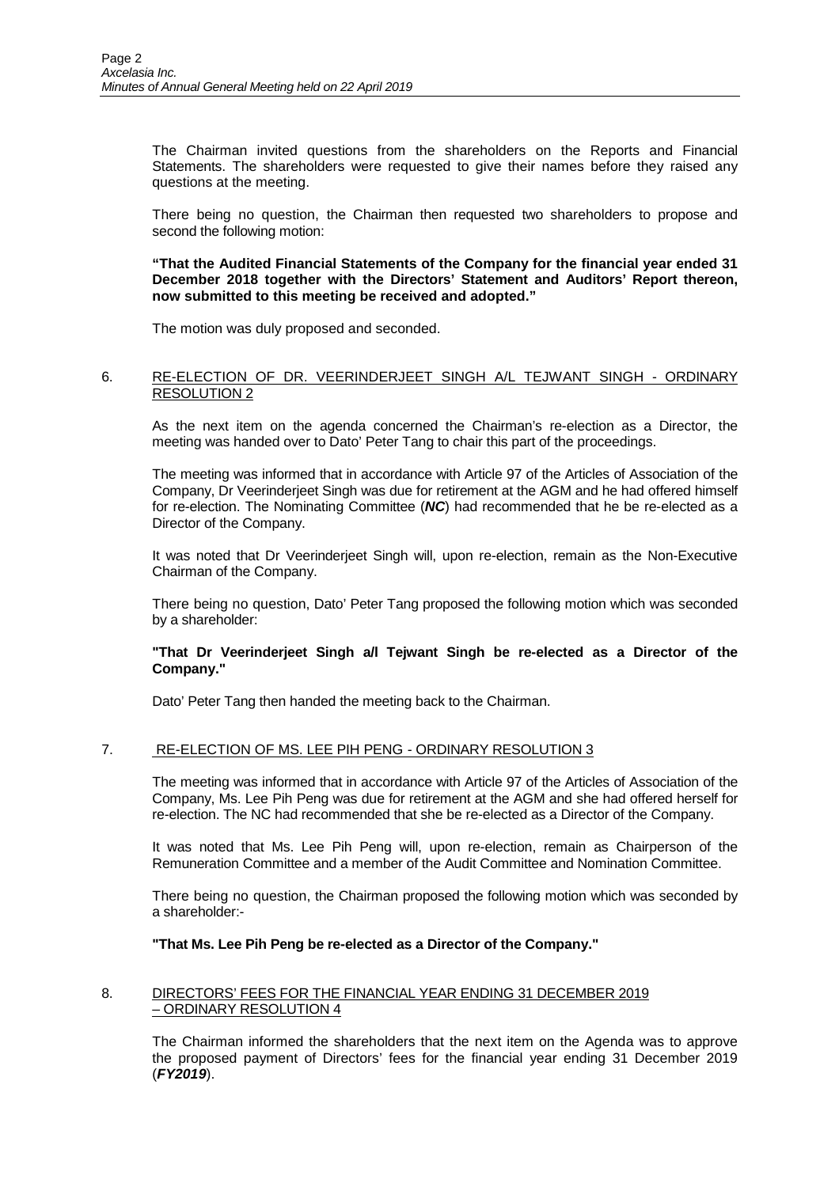The Chairman invited questions from the shareholders on the Reports and Financial Statements. The shareholders were requested to give their names before they raised any questions at the meeting.

There being no question, the Chairman then requested two shareholders to propose and second the following motion:

**"That the Audited Financial Statements of the Company for the financial year ended 31 December 2018 together with the Directors' Statement and Auditors' Report thereon, now submitted to this meeting be received and adopted."**

The motion was duly proposed and seconded.

## 6. RE-ELECTION OF DR. VEERINDERJEET SINGH A/L TEJWANT SINGH - ORDINARY RESOLUTION 2

As the next item on the agenda concerned the Chairman's re-election as a Director, the meeting was handed over to Dato' Peter Tang to chair this part of the proceedings.

The meeting was informed that in accordance with Article 97 of the Articles of Association of the Company, Dr Veerinderjeet Singh was due for retirement at the AGM and he had offered himself for re-election. The Nominating Committee (***NC***) had recommended that he be re-elected as a Director of the Company.

It was noted that Dr Veerinderjeet Singh will, upon re-election, remain as the Non-Executive Chairman of the Company.

There being no question, Dato' Peter Tang proposed the following motion which was seconded by a shareholder:

**"That Dr Veerinderjeet Singh a/l Tejwant Singh be re-elected as a Director of the Company."**

Dato' Peter Tang then handed the meeting back to the Chairman.

## 7. RE-ELECTION OF MS. LEE PIH PENG - ORDINARY RESOLUTION 3

The meeting was informed that in accordance with Article 97 of the Articles of Association of the Company, Ms. Lee Pih Peng was due for retirement at the AGM and she had offered herself for re-election. The NC had recommended that she be re-elected as a Director of the Company.

It was noted that Ms. Lee Pih Peng will, upon re-election, remain as Chairperson of the Remuneration Committee and a member of the Audit Committee and Nomination Committee.

There being no question, the Chairman proposed the following motion which was seconded by a shareholder:-

**"That Ms. Lee Pih Peng be re-elected as a Director of the Company."**

## 8. DIRECTORS' FEES FOR THE FINANCIAL YEAR ENDING 31 DECEMBER 2019 – ORDINARY RESOLUTION 4

The Chairman informed the shareholders that the next item on the Agenda was to approve the proposed payment of Directors' fees for the financial year ending 31 December 2019 (***FY2019***).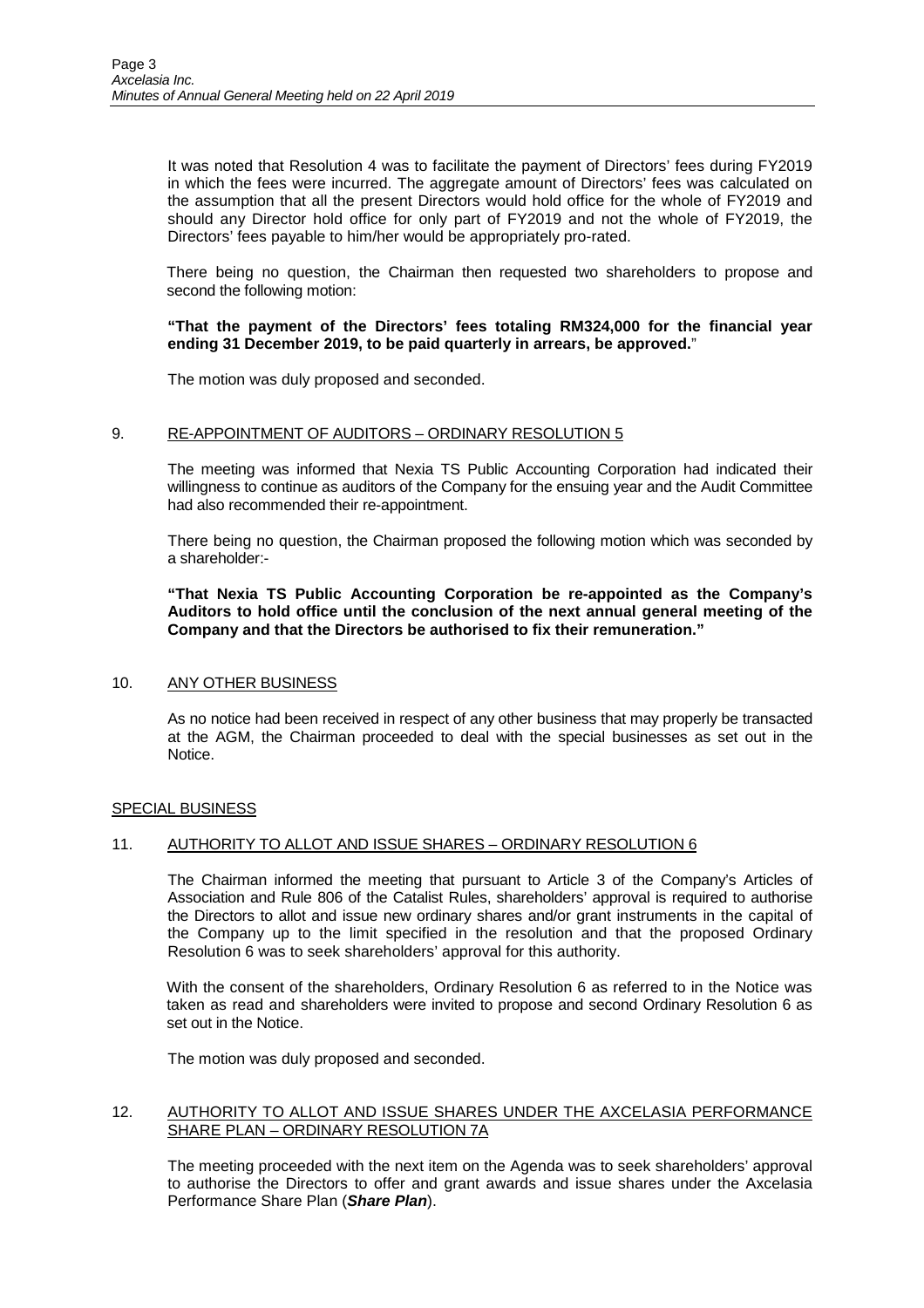It was noted that Resolution 4 was to facilitate the payment of Directors' fees during FY2019 in which the fees were incurred. The aggregate amount of Directors' fees was calculated on the assumption that all the present Directors would hold office for the whole of FY2019 and should any Director hold office for only part of FY2019 and not the whole of FY2019, the Directors' fees payable to him/her would be appropriately pro-rated.

There being no question, the Chairman then requested two shareholders to propose and second the following motion:

**"That the payment of the Directors' fees totaling RM324,000 for the financial year ending 31 December 2019, to be paid quarterly in arrears, be approved.**"

The motion was duly proposed and seconded.

9. RE-APPOINTMENT OF AUDITORS – ORDINARY RESOLUTION 5

The meeting was informed that Nexia TS Public Accounting Corporation had indicated their willingness to continue as auditors of the Company for the ensuing year and the Audit Committee had also recommended their re-appointment.

There being no question, the Chairman proposed the following motion which was seconded by a shareholder:-

**"That Nexia TS Public Accounting Corporation be re-appointed as the Company's Auditors to hold office until the conclusion of the next annual general meeting of the Company and that the Directors be authorised to fix their remuneration."**

10. ANY OTHER BUSINESS

As no notice had been received in respect of any other business that may properly be transacted at the AGM, the Chairman proceeded to deal with the special businesses as set out in the Notice.

SPECIAL BUSINESS

11. AUTHORITY TO ALLOT AND ISSUE SHARES – ORDINARY RESOLUTION 6

The Chairman informed the meeting that pursuant to Article 3 of the Company's Articles of Association and Rule 806 of the Catalist Rules, shareholders' approval is required to authorise the Directors to allot and issue new ordinary shares and/or grant instruments in the capital of the Company up to the limit specified in the resolution and that the proposed Ordinary Resolution 6 was to seek shareholders' approval for this authority.

With the consent of the shareholders, Ordinary Resolution 6 as referred to in the Notice was taken as read and shareholders were invited to propose and second Ordinary Resolution 6 as set out in the Notice.

The motion was duly proposed and seconded.

12. AUTHORITY TO ALLOT AND ISSUE SHARES UNDER THE AXCELASIA PERFORMANCE SHARE PLAN – ORDINARY RESOLUTION 7A

The meeting proceeded with the next item on the Agenda was to seek shareholders' approval to authorise the Directors to offer and grant awards and issue shares under the Axcelasia Performance Share Plan (***Share Plan***).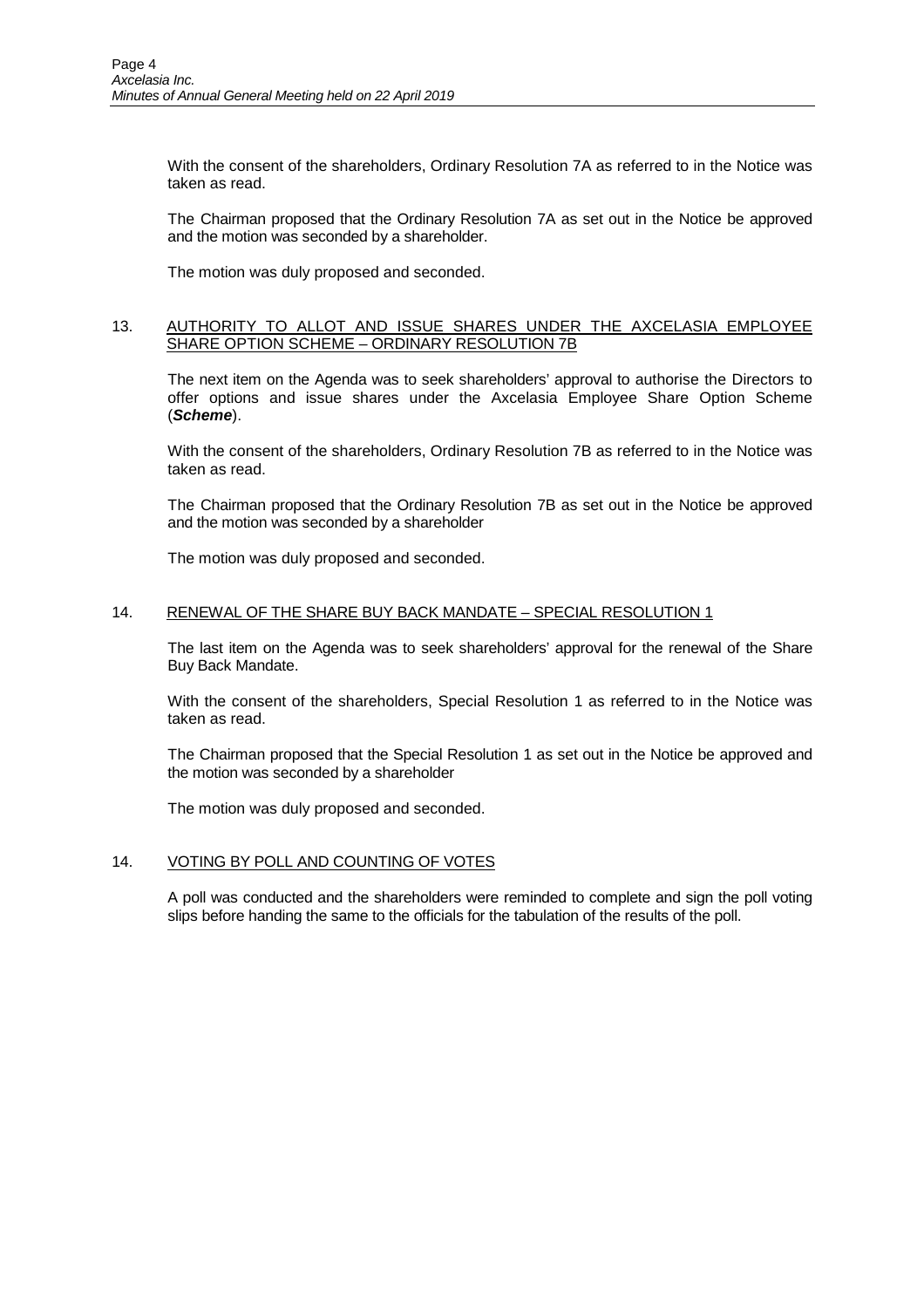With the consent of the shareholders, Ordinary Resolution 7A as referred to in the Notice was taken as read.

The Chairman proposed that the Ordinary Resolution 7A as set out in the Notice be approved and the motion was seconded by a shareholder.

The motion was duly proposed and seconded.

## 13. AUTHORITY TO ALLOT AND ISSUE SHARES UNDER THE AXCELASIA EMPLOYEE SHARE OPTION SCHEME – ORDINARY RESOLUTION 7B

The next item on the Agenda was to seek shareholders' approval to authorise the Directors to offer options and issue shares under the Axcelasia Employee Share Option Scheme (***Scheme***).

With the consent of the shareholders, Ordinary Resolution 7B as referred to in the Notice was taken as read.

The Chairman proposed that the Ordinary Resolution 7B as set out in the Notice be approved and the motion was seconded by a shareholder

The motion was duly proposed and seconded.

## 14. RENEWAL OF THE SHARE BUY BACK MANDATE – SPECIAL RESOLUTION 1

The last item on the Agenda was to seek shareholders' approval for the renewal of the Share Buy Back Mandate.

With the consent of the shareholders, Special Resolution 1 as referred to in the Notice was taken as read.

The Chairman proposed that the Special Resolution 1 as set out in the Notice be approved and the motion was seconded by a shareholder

The motion was duly proposed and seconded.

## 14. VOTING BY POLL AND COUNTING OF VOTES

A poll was conducted and the shareholders were reminded to complete and sign the poll voting slips before handing the same to the officials for the tabulation of the results of the poll.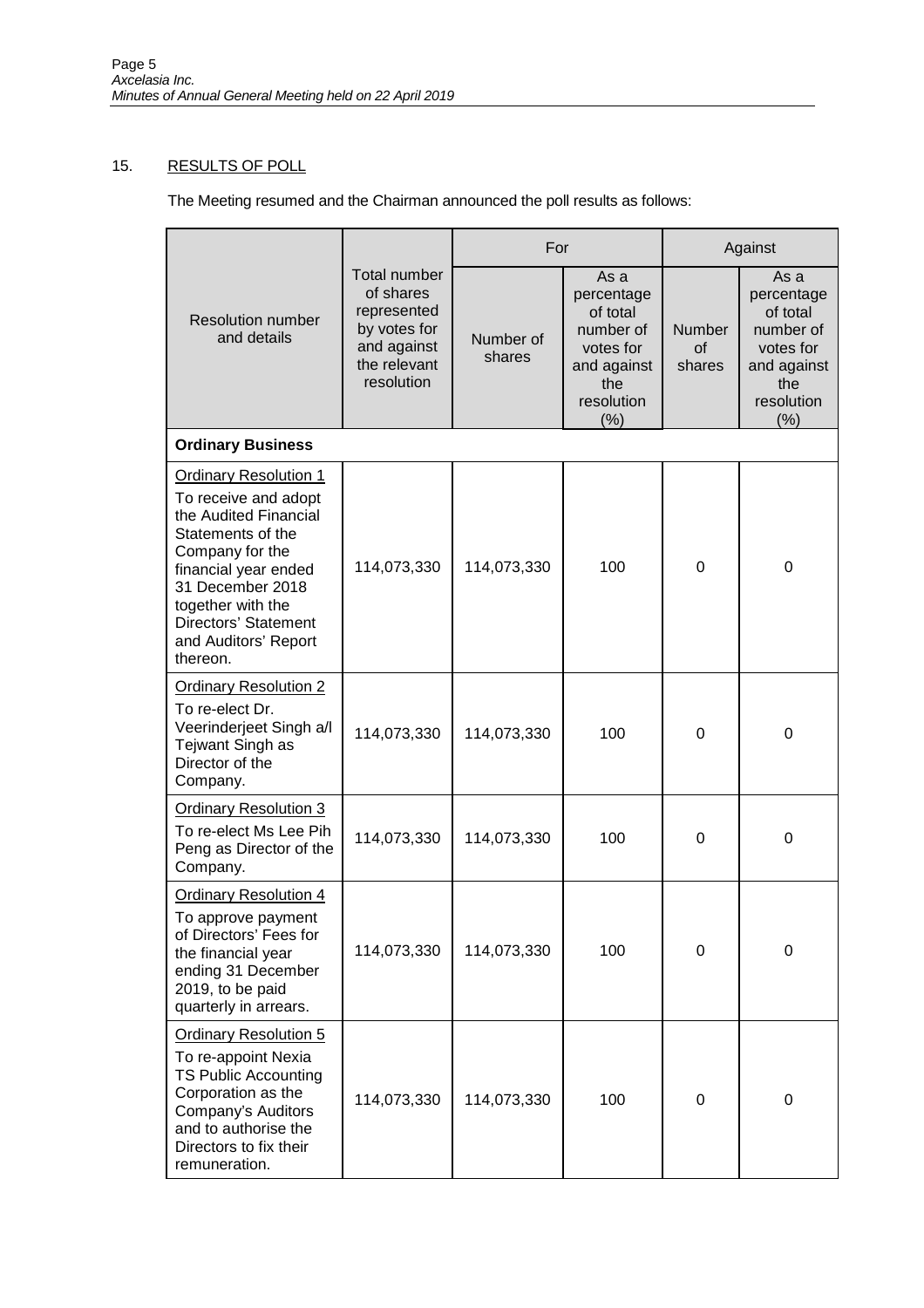## 15. RESULTS OF POLL

The Meeting resumed and the Chairman announced the poll results as follows:

| Resolution number and details | Total number of shares represented by votes for and against the relevant resolution | For | | Against | |
|---|---|---|---|---|---|
| | | Number of shares | As a percentage of total number of votes for and against the resolution (%) | Number of shares | As a percentage of total number of votes for and against the resolution (%) |
| **Ordinary Business** | | | | | |
| Ordinary Resolution 1<br>To receive and adopt the Audited Financial Statements of the Company for the financial year ended 31 December 2018 together with the Directors' Statement and Auditors' Report thereon. | 114,073,330 | 114,073,330 | 100 | 0 | 0 |
| Ordinary Resolution 2<br>To re-elect Dr. Veerinderjeet Singh a/l Tejwant Singh as Director of the Company. | 114,073,330 | 114,073,330 | 100 | 0 | 0 |
| Ordinary Resolution 3<br>To re-elect Ms Lee Pih Peng as Director of the Company. | 114,073,330 | 114,073,330 | 100 | 0 | 0 |
| Ordinary Resolution 4<br>To approve payment of Directors' Fees for the financial year ending 31 December 2019, to be paid quarterly in arrears. | 114,073,330 | 114,073,330 | 100 | 0 | 0 |
| Ordinary Resolution 5<br>To re-appoint Nexia TS Public Accounting Corporation as the Company's Auditors and to authorise the Directors to fix their remuneration. | 114,073,330 | 114,073,330 | 100 | 0 | 0 |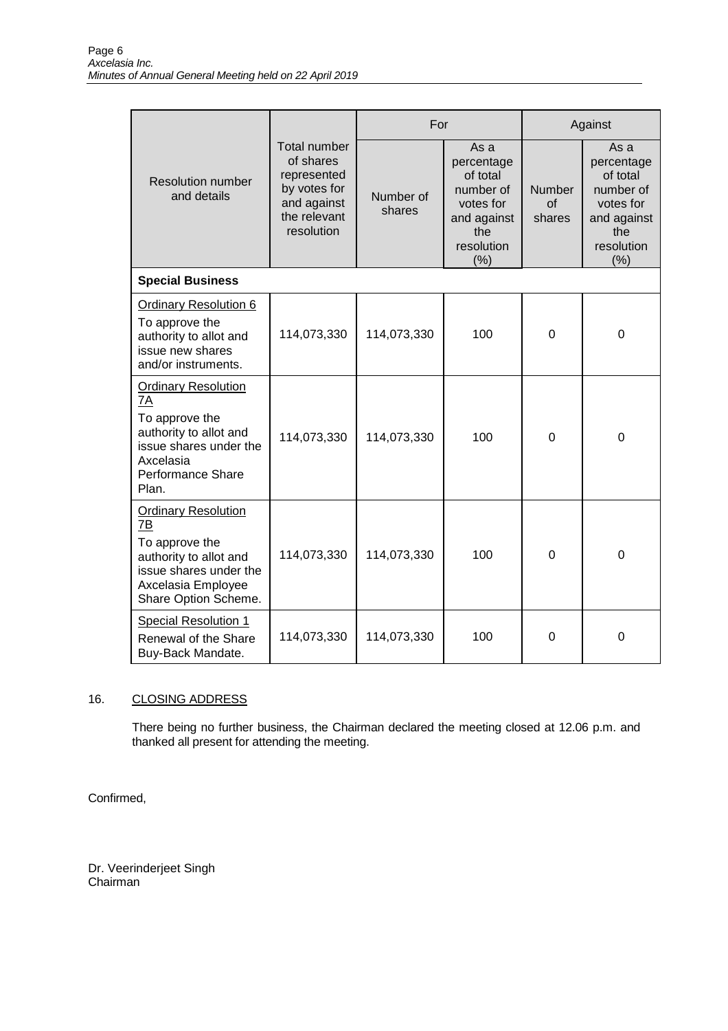| Resolution number and details | Total number of shares represented by votes for and against the relevant resolution | For | | Against | |
|---|---|---|---|---|---|
| | | Number of shares | As a percentage of total number of votes for and against the resolution (%) | Number of shares | As a percentage of total number of votes for and against the resolution (%) |
| **Special Business** | | | | | |
| Ordinary Resolution 6 To approve the authority to allot and issue new shares and/or instruments. | 114,073,330 | 114,073,330 | 100 | 0 | 0 |
| Ordinary Resolution 7A To approve the authority to allot and issue shares under the Axcelasia Performance Share Plan. | 114,073,330 | 114,073,330 | 100 | 0 | 0 |
| Ordinary Resolution 7B To approve the authority to allot and issue shares under the Axcelasia Employee Share Option Scheme. | 114,073,330 | 114,073,330 | 100 | 0 | 0 |
| Special Resolution 1 Renewal of the Share Buy-Back Mandate. | 114,073,330 | 114,073,330 | 100 | 0 | 0 |

16. CLOSING ADDRESS

There being no further business, the Chairman declared the meeting closed at 12.06 p.m. and thanked all present for attending the meeting.

Confirmed,

Dr. Veerinderjeet Singh
Chairman